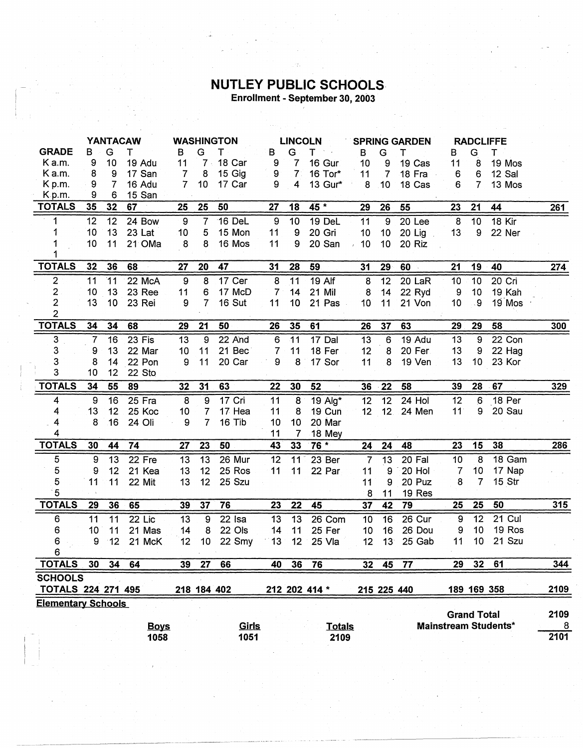# NUTLEY PUBLIC SCHOOLS

**Enrollment - September 30, 2003**

| GRADE | YANTACAW B | G | T | | WASHINGTON B | G | T | | LINCOLN B | G | T | | SPRING GARDEN B | G | T | | RADCLIFFE B | G | T | | |
|---|---|---|---|---|---|---|---|---|---|---|---|---|---|---|---|---|---|---|---|---|---|
| K a.m. | 9 | 10 | 19 | Adu | 11 | 7 | 18 | Car | 9 | 7 | 16 | Gur | 10 | 9 | 19 | Cas | 11 | 8 | 19 | Mos | |
| K a.m. | 8 | 9 | 17 | San | 7 | 8 | 15 | Gig | 9 | 7 | 16 | Tor* | 11 | 7 | 18 | Fra | 6 | 6 | 12 | Sal | |
| K p.m. | 9 | 7 | 16 | Adu | 7 | 10 | 17 | Car | 9 | 4 | 13 | Gur* | 8 | 10 | 18 | Cas | 6 | 7 | 13 | Mos | |
| K p.m. | 9 | 6 | 15 | San | | | | | | | | | | | | | | | | | |
| **TOTALS** | **35** | **32** | **67** | | **25** | **25** | **50** | | **27** | **18** | **45 *** | | **29** | **26** | **55** | | **23** | **21** | **44** | | **261** |
| 1 | 12 | 12 | 24 | Bow | 9 | 7 | 16 | DeL | 9 | 10 | 19 | DeL | 11 | 9 | 20 | Lee | 8 | 10 | 18 | Kir | |
| 1 | 10 | 13 | 23 | Lat | 10 | 5 | 15 | Mon | 11 | 9 | 20 | Gri | 10 | 10 | 20 | Lig | 13 | 9 | 22 | Ner | |
| 1 | 10 | 11 | 21 | OMa | 8 | 8 | 16 | Mos | 11 | 9 | 20 | San | 10 | 10 | 20 | Riz | | | | | |
| 1 | | | | | | | | | | | | | | | | | | | | | |
| **TOTALS** | **32** | **36** | **68** | | **27** | **20** | **47** | | **31** | **28** | **59** | | **31** | **29** | **60** | | **21** | **19** | **40** | | **274** |
| 2 | 11 | 11 | 22 | McA | 9 | 8 | 17 | Cer | 8 | 11 | 19 | Alf | 8 | 12 | 20 | LaR | 10 | 10 | 20 | Cri | |
| 2 | 10 | 13 | 23 | Ree | 11 | 6 | 17 | McD | 7 | 14 | 21 | Mil | 8 | 14 | 22 | Ryd | 9 | 10 | 19 | Kah | |
| 2 | 13 | 10 | 23 | Rei | 9 | 7 | 16 | Sut | 11 | 10 | 21 | Pas | 10 | 11 | 21 | Von | 10 | 9 | 19 | Mos | |
| 2 | | | | | | | | | | | | | | | | | | | | | |
| **TOTALS** | **34** | **34** | **68** | | **29** | **21** | **50** | | **26** | **35** | **61** | | **26** | **37** | **63** | | **29** | **29** | **58** | | **300** |
| 3 | 7 | 16 | 23 | Fis | 13 | 9 | 22 | And | 6 | 11 | 17 | Dal | 13 | 6 | 19 | Adu | 13 | 9 | 22 | Con | |
| 3 | 9 | 13 | 22 | Mar | 10 | 11 | 21 | Bec | 7 | 11 | 18 | Fer | 12 | 8 | 20 | Fer | 13 | 9 | 22 | Hag | |
| 3 | 8 | 14 | 22 | Pon | 9 | 11 | 20 | Car | 9 | 8 | 17 | Sor | 11 | 8 | 19 | Ven | 13 | 10 | 23 | Kor | |
| 3 | 10 | 12 | 22 | Sto | | | | | | | | | | | | | | | | | |
| **TOTALS** | **34** | **55** | **89** | | **32** | **31** | **63** | | **22** | **30** | **52** | | **36** | **22** | **58** | | **39** | **28** | **67** | | **329** |
| 4 | 9 | 16 | 25 | Fra | 8 | 9 | 17 | Cri | 11 | 8 | 19 | Alg* | 12 | 12 | 24 | Hol | 12 | 6 | 18 | Per | |
| 4 | 13 | 12 | 25 | Koc | 10 | 7 | 17 | Hea | 11 | 8 | 19 | Cun | 12 | 12 | 24 | Men | 11 | 9 | 20 | Sau | |
| 4 | 8 | 16 | 24 | Oli | 9 | 7 | 16 | Tib | 10 | 10 | 20 | Mar | | | | | | | | | |
| 4 | | | | | | | | | 11 | 7 | 18 | Mey | | | | | | | | | |
| **TOTALS** | **30** | **44** | **74** | | **27** | **23** | **50** | | **43** | **33** | **76 *** | | **24** | **24** | **48** | | **23** | **15** | **38** | | **286** |
| 5 | 9 | 13 | 22 | Fre | 13 | 13 | 26 | Mur | 12 | 11 | 23 | Ber | 7 | 13 | 20 | Fal | 10 | 8 | 18 | Gam | |
| 5 | 9 | 12 | 21 | Kea | 13 | 12 | 25 | Ros | 11 | 11 | 22 | Par | 11 | 9 | 20 | Hol | 7 | 10 | 17 | Nap | |
| 5 | 11 | 11 | 22 | Mit | 13 | 12 | 25 | Szu | | | | | 11 | 9 | 20 | Puz | 8 | 7 | 15 | Str | |
| 5 | | | | | | | | | | | | | 8 | 11 | 19 | Res | | | | | |
| **TOTALS** | **29** | **36** | **65** | | **39** | **37** | **76** | | **23** | **22** | **45** | | **37** | **42** | **79** | | **25** | **25** | **50** | | **315** |
| 6 | 11 | 11 | 22 | Lic | 13 | 9 | 22 | Isa | 13 | 13 | 26 | Com | 10 | 16 | 26 | Cur | 9 | 12 | 21 | Cul | |
| 6 | 10 | 11 | 21 | Mas | 14 | 8 | 22 | Ols | 14 | 11 | 25 | Fer | 10 | 16 | 26 | Dou | 9 | 10 | 19 | Ros | |
| 6 | 9 | 12 | 21 | McK | 12 | 10 | 22 | Smy | 13 | 12 | 25 | Vla | 12 | 13 | 25 | Gab | 11 | 10 | 21 | Szu | |
| 6 | | | | | | | | | | | | | | | | | | | | | |
| **TOTALS** | **30** | **34** | **64** | | **39** | **27** | **66** | | **40** | **36** | **76** | | **32** | **45** | **77** | | **29** | **32** | **61** | | **344** |
| **SCHOOLS TOTALS** | **224** | **271** | **495** | | **218** | **184** | **402** | | **212** | **202** | **414 *** | | **215** | **225** | **440** | | **189** | **169** | **358** | | **2109** |

**Elementary Schools**

| Boys | Girls | Totals |
|---|---|---|
| 1058 | 1051 | 2109 |

| | |
|---|---|
| **Grand Total** | **2109** |
| **Mainstream Students*** | **8** |
| | **2101** |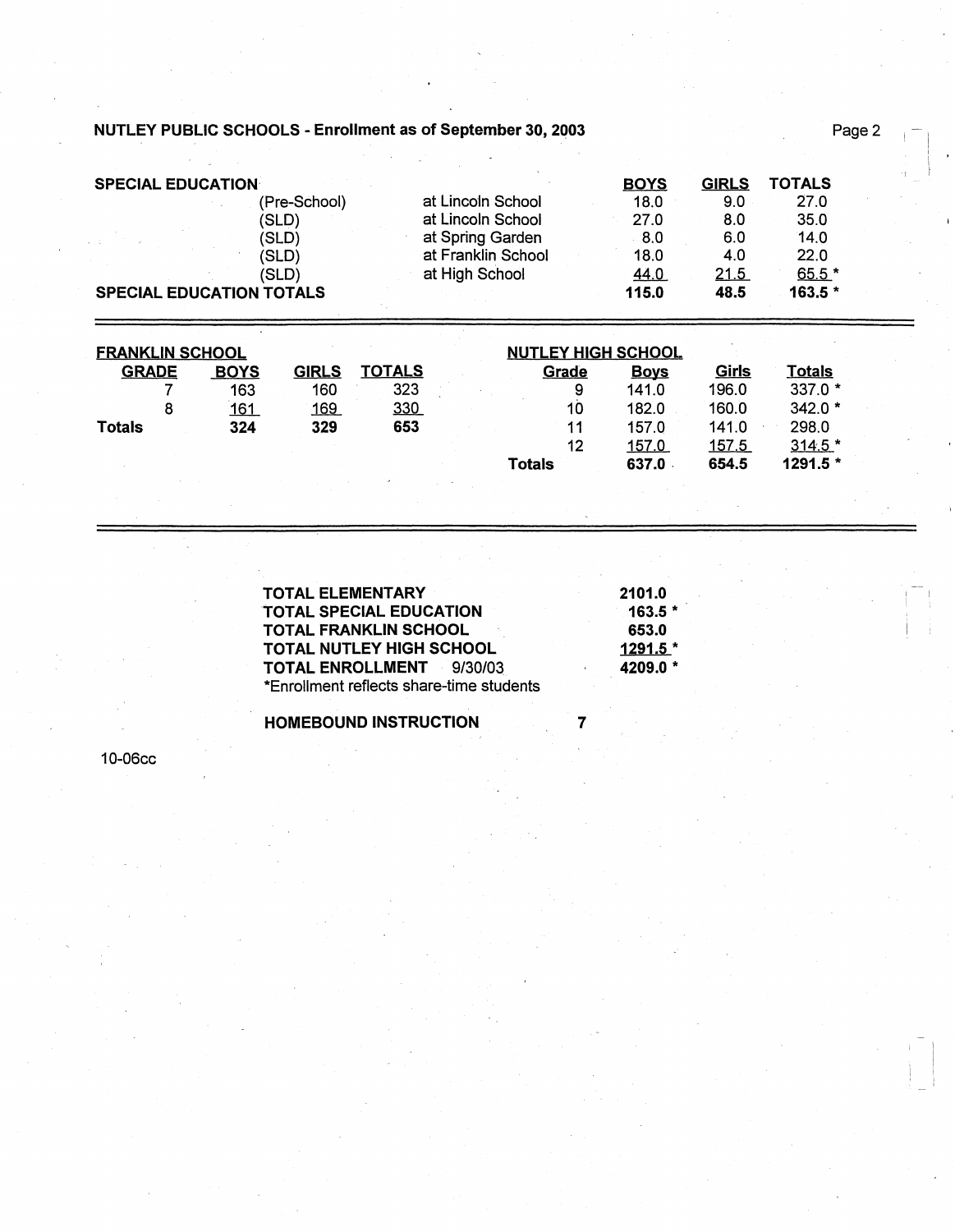## NUTLEY PUBLIC SCHOOLS - Enrollment as of September 30, 2003

| SPECIAL EDUCATION | | | BOYS | GIRLS | TOTALS |
|---|---|---|---|---|---|
| | (Pre-School) | at Lincoln School | 18.0 | 9.0 | 27.0 |
| | (SLD) | at Lincoln School | 27.0 | 8.0 | 35.0 |
| | (SLD) | at Spring Garden | 8.0 | 6.0 | 14.0 |
| | (SLD) | at Franklin School | 18.0 | 4.0 | 22.0 |
| | (SLD) | at High School | 44.0 | 21.5 | 65.5 * |
| **SPECIAL EDUCATION TOTALS** | | | **115.0** | **48.5** | **163.5 *** |

**FRANKLIN SCHOOL**

| GRADE | BOYS | GIRLS | TOTALS |
|---|---|---|---|
| 7 | 163 | 160 | 323 |
| 8 | 161 | 169 | 330 |
| **Totals** | **324** | **329** | **653** |

**NUTLEY HIGH SCHOOL**

| Grade | Boys | Girls | Totals |
|---|---|---|---|
| 9 | 141.0 | 196.0 | 337.0 * |
| 10 | 182.0 | 160.0 | 342.0 * |
| 11 | 157.0 | 141.0 | 298.0 |
| 12 | 157.0 | 157.5 | 314.5 * |
| **Totals** | **637.0** | **654.5** | **1291.5 *** |

| | |
|---|---|
| **TOTAL ELEMENTARY** | **2101.0** |
| **TOTAL SPECIAL EDUCATION** | **163.5 *** |
| **TOTAL FRANKLIN SCHOOL** | **653.0** |
| **TOTAL NUTLEY HIGH SCHOOL** | **1291.5 *** |
| **TOTAL ENROLLMENT** 9/30/03 | **4209.0 *** |

*Enrollment reflects share-time students

**HOMEBOUND INSTRUCTION** 7

10-06cc